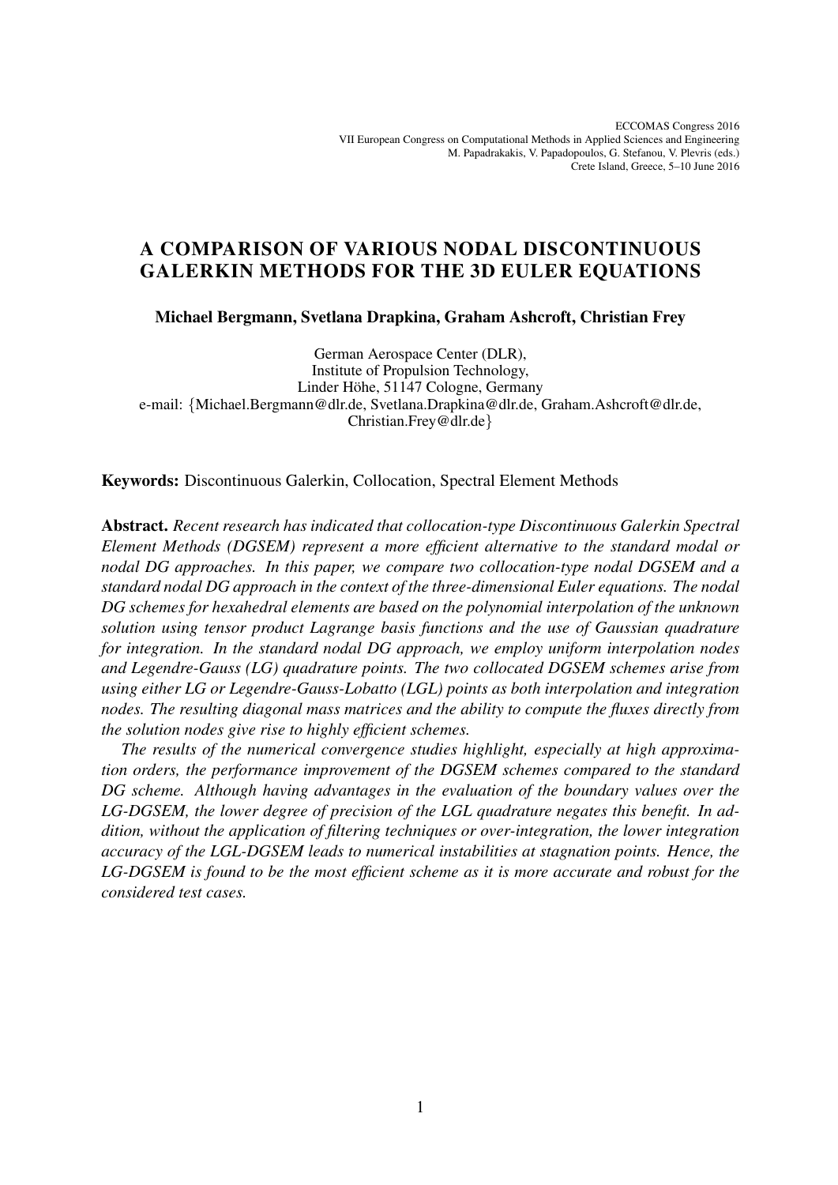ECCOMAS Congress 2016
VII European Congress on Computational Methods in Applied Sciences and Engineering
M. Papadrakakis, V. Papadopoulos, G. Stefanou, V. Plevris (eds.)
Crete Island, Greece, 5–10 June 2016

# A COMPARISON OF VARIOUS NODAL DISCONTINUOUS GALERKIN METHODS FOR THE 3D EULER EQUATIONS

**Michael Bergmann, Svetlana Drapkina, Graham Ashcroft, Christian Frey**

German Aerospace Center (DLR),
Institute of Propulsion Technology,
Linder Höhe, 51147 Cologne, Germany
e-mail: {Michael.Bergmann@dlr.de, Svetlana.Drapkina@dlr.de, Graham.Ashcroft@dlr.de, Christian.Frey@dlr.de}

**Keywords:** Discontinuous Galerkin, Collocation, Spectral Element Methods

**Abstract.** *Recent research has indicated that collocation-type Discontinuous Galerkin Spectral Element Methods (DGSEM) represent a more efficient alternative to the standard modal or nodal DG approaches. In this paper, we compare two collocation-type nodal DGSEM and a standard nodal DG approach in the context of the three-dimensional Euler equations. The nodal DG schemes for hexahedral elements are based on the polynomial interpolation of the unknown solution using tensor product Lagrange basis functions and the use of Gaussian quadrature for integration. In the standard nodal DG approach, we employ uniform interpolation nodes and Legendre-Gauss (LG) quadrature points. The two collocated DGSEM schemes arise from using either LG or Legendre-Gauss-Lobatto (LGL) points as both interpolation and integration nodes. The resulting diagonal mass matrices and the ability to compute the fluxes directly from the solution nodes give rise to highly efficient schemes.*

*The results of the numerical convergence studies highlight, especially at high approximation orders, the performance improvement of the DGSEM schemes compared to the standard DG scheme. Although having advantages in the evaluation of the boundary values over the LG-DGSEM, the lower degree of precision of the LGL quadrature negates this benefit. In addition, without the application of filtering techniques or over-integration, the lower integration accuracy of the LGL-DGSEM leads to numerical instabilities at stagnation points. Hence, the LG-DGSEM is found to be the most efficient scheme as it is more accurate and robust for the considered test cases.*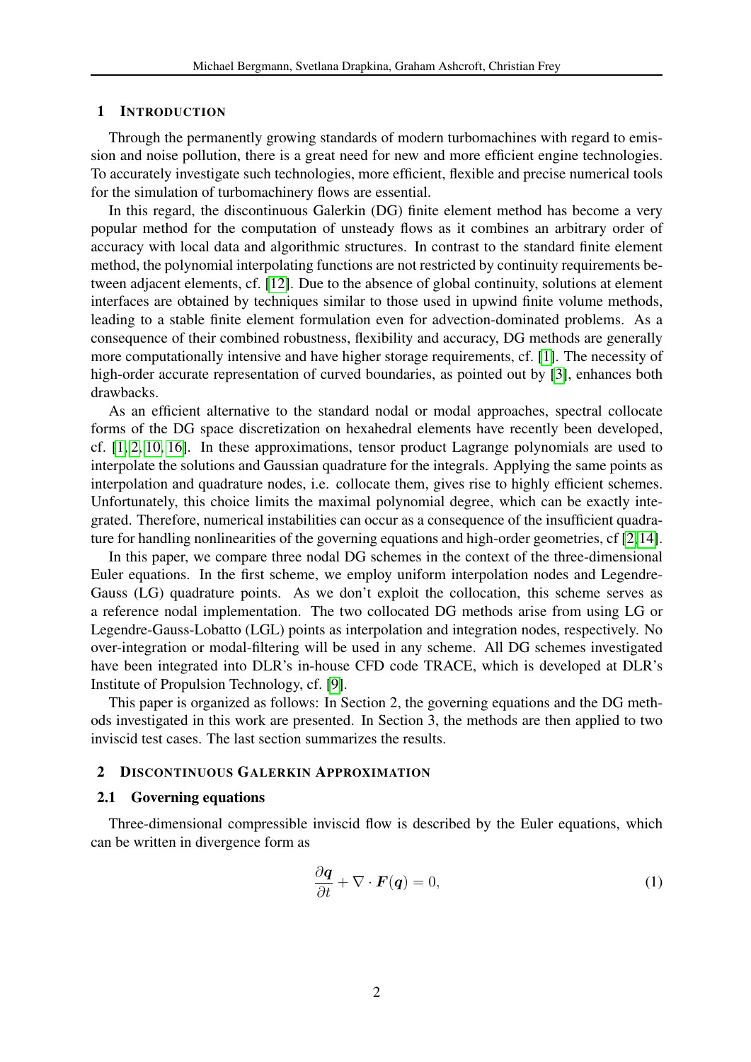## 1 INTRODUCTION

Through the permanently growing standards of modern turbomachines with regard to emission and noise pollution, there is a great need for new and more efficient engine technologies. To accurately investigate such technologies, more efficient, flexible and precise numerical tools for the simulation of turbomachinery flows are essential.

In this regard, the discontinuous Galerkin (DG) finite element method has become a very popular method for the computation of unsteady flows as it combines an arbitrary order of accuracy with local data and algorithmic structures. In contrast to the standard finite element method, the polynomial interpolating functions are not restricted by continuity requirements between adjacent elements, cf. [12]. Due to the absence of global continuity, solutions at element interfaces are obtained by techniques similar to those used in upwind finite volume methods, leading to a stable finite element formulation even for advection-dominated problems. As a consequence of their combined robustness, flexibility and accuracy, DG methods are generally more computationally intensive and have higher storage requirements, cf. [1]. The necessity of high-order accurate representation of curved boundaries, as pointed out by [3], enhances both drawbacks.

As an efficient alternative to the standard nodal or modal approaches, spectral collocate forms of the DG space discretization on hexahedral elements have recently been developed, cf. [1, 2, 10, 16]. In these approximations, tensor product Lagrange polynomials are used to interpolate the solutions and Gaussian quadrature for the integrals. Applying the same points as interpolation and quadrature nodes, i.e. collocate them, gives rise to highly efficient schemes. Unfortunately, this choice limits the maximal polynomial degree, which can be exactly integrated. Therefore, numerical instabilities can occur as a consequence of the insufficient quadrature for handling nonlinearities of the governing equations and high-order geometries, cf [2,14].

In this paper, we compare three nodal DG schemes in the context of the three-dimensional Euler equations. In the first scheme, we employ uniform interpolation nodes and Legendre-Gauss (LG) quadrature points. As we don't exploit the collocation, this scheme serves as a reference nodal implementation. The two collocated DG methods arise from using LG or Legendre-Gauss-Lobatto (LGL) points as interpolation and integration nodes, respectively. No over-integration or modal-filtering will be used in any scheme. All DG schemes investigated have been integrated into DLR's in-house CFD code TRACE, which is developed at DLR's Institute of Propulsion Technology, cf. [9].

This paper is organized as follows: In Section 2, the governing equations and the DG methods investigated in this work are presented. In Section 3, the methods are then applied to two inviscid test cases. The last section summarizes the results.

## 2 DISCONTINUOUS GALERKIN APPROXIMATION

### 2.1 Governing equations

Three-dimensional compressible inviscid flow is described by the Euler equations, which can be written in divergence form as

$$\frac{\partial \boldsymbol{q}}{\partial t} + \nabla \cdot \boldsymbol{F}(\boldsymbol{q}) = 0, \tag{1}$$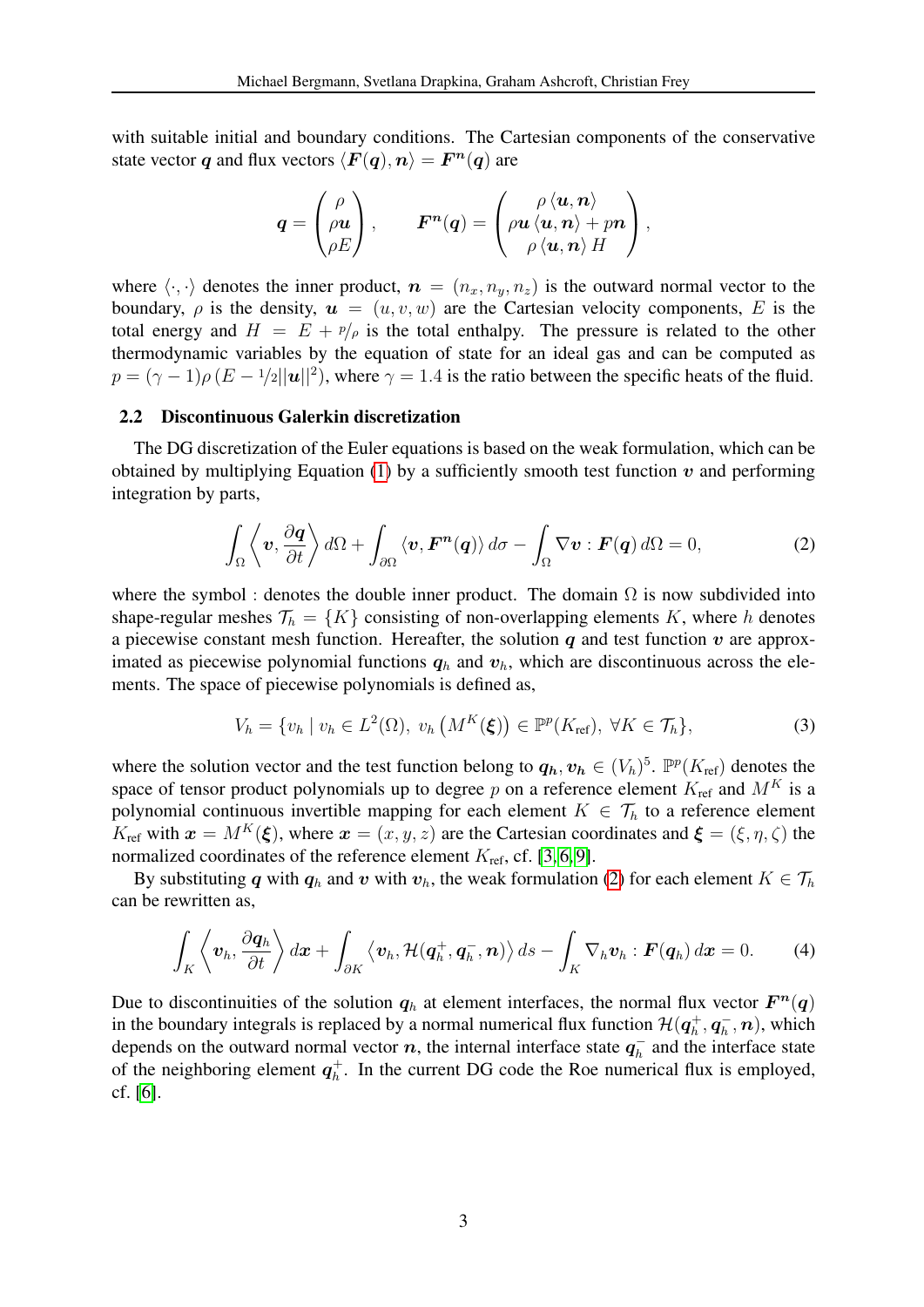with suitable initial and boundary conditions. The Cartesian components of the conservative state vector $\boldsymbol{q}$ and flux vectors $\langle \boldsymbol{F}(\boldsymbol{q}), \boldsymbol{n} \rangle = \boldsymbol{F}^{\boldsymbol{n}}(\boldsymbol{q})$ are

$$
\boldsymbol{q} = \begin{pmatrix} \rho \\ \rho \boldsymbol{u} \\ \rho E \end{pmatrix}, \qquad \boldsymbol{F}^{\boldsymbol{n}}(\boldsymbol{q}) = \begin{pmatrix} \rho \langle \boldsymbol{u}, \boldsymbol{n} \rangle \\ \rho \boldsymbol{u} \langle \boldsymbol{u}, \boldsymbol{n} \rangle + p \boldsymbol{n} \\ \rho \langle \boldsymbol{u}, \boldsymbol{n} \rangle H \end{pmatrix},
$$

where $\langle \cdot, \cdot \rangle$ denotes the inner product, $\boldsymbol{n} = (n_x, n_y, n_z)$ is the outward normal vector to the boundary, $\rho$ is the density, $\boldsymbol{u} = (u, v, w)$ are the Cartesian velocity components, $E$ is the total energy and $H = E + {}^{p}/_{\rho}$ is the total enthalpy. The pressure is related to the other thermodynamic variables by the equation of state for an ideal gas and can be computed as $p = (\gamma - 1)\rho \left(E - {}^{1}/_{2}||\boldsymbol{u}||^2\right)$, where $\gamma = 1.4$ is the ratio between the specific heats of the fluid.

### 2.2 Discontinuous Galerkin discretization

The DG discretization of the Euler equations is based on the weak formulation, which can be obtained by multiplying Equation (1) by a sufficiently smooth test function $\boldsymbol{v}$ and performing integration by parts,

$$
\int_{\Omega} \left\langle \boldsymbol{v}, \frac{\partial \boldsymbol{q}}{\partial t} \right\rangle d\Omega + \int_{\partial \Omega} \langle \boldsymbol{v}, \boldsymbol{F}^{\boldsymbol{n}}(\boldsymbol{q}) \rangle \, d\sigma - \int_{\Omega} \nabla \boldsymbol{v} : \boldsymbol{F}(\boldsymbol{q}) \, d\Omega = 0, \tag{2}
$$

where the symbol : denotes the double inner product. The domain $\Omega$ is now subdivided into shape-regular meshes $\mathcal{T}_h = \{K\}$ consisting of non-overlapping elements $K$, where $h$ denotes a piecewise constant mesh function. Hereafter, the solution $\boldsymbol{q}$ and test function $\boldsymbol{v}$ are approximated as piecewise polynomial functions $\boldsymbol{q}_h$ and $\boldsymbol{v}_h$, which are discontinuous across the elements. The space of piecewise polynomials is defined as,

$$
V_h = \{ v_h \mid v_h \in L^2(\Omega), \ v_h \left( M^K(\boldsymbol{\xi}) \right) \in \mathbb{P}^p(K_{\text{ref}}), \ \forall K \in \mathcal{T}_h \}, \tag{3}
$$

where the solution vector and the test function belong to $\boldsymbol{q_h}, \boldsymbol{v_h} \in (V_h)^5$. $\mathbb{P}^p(K_{\text{ref}})$ denotes the space of tensor product polynomials up to degree $p$ on a reference element $K_{\text{ref}}$ and $M^K$ is a polynomial continuous invertible mapping for each element $K \in \mathcal{T}_h$ to a reference element $K_{\text{ref}}$ with $\boldsymbol{x} = M^K(\boldsymbol{\xi})$, where $\boldsymbol{x} = (x, y, z)$ are the Cartesian coordinates and $\boldsymbol{\xi} = (\xi, \eta, \zeta)$ the normalized coordinates of the reference element $K_{\text{ref}}$, cf. [3, 6, 9].

By substituting $\boldsymbol{q}$ with $\boldsymbol{q}_h$ and $\boldsymbol{v}$ with $\boldsymbol{v}_h$, the weak formulation (2) for each element $K \in \mathcal{T}_h$ can be rewritten as,

$$
\int_K \left\langle \boldsymbol{v}_h, \frac{\partial \boldsymbol{q}_h}{\partial t} \right\rangle d\boldsymbol{x} + \int_{\partial K} \left\langle \boldsymbol{v}_h, \mathcal{H}(\boldsymbol{q}_h^+, \boldsymbol{q}_h^-, \boldsymbol{n}) \right\rangle ds - \int_K \nabla_h \boldsymbol{v}_h : \boldsymbol{F}(\boldsymbol{q}_h) \, d\boldsymbol{x} = 0. \tag{4}
$$

Due to discontinuities of the solution $\boldsymbol{q}_h$ at element interfaces, the normal flux vector $\boldsymbol{F}^{\boldsymbol{n}}(\boldsymbol{q})$ in the boundary integrals is replaced by a normal numerical flux function $\mathcal{H}(\boldsymbol{q}_h^+, \boldsymbol{q}_h^-, \boldsymbol{n})$, which depends on the outward normal vector $\boldsymbol{n}$, the internal interface state $\boldsymbol{q}_h^-$ and the interface state of the neighboring element $\boldsymbol{q}_h^+$. In the current DG code the Roe numerical flux is employed, cf. [6].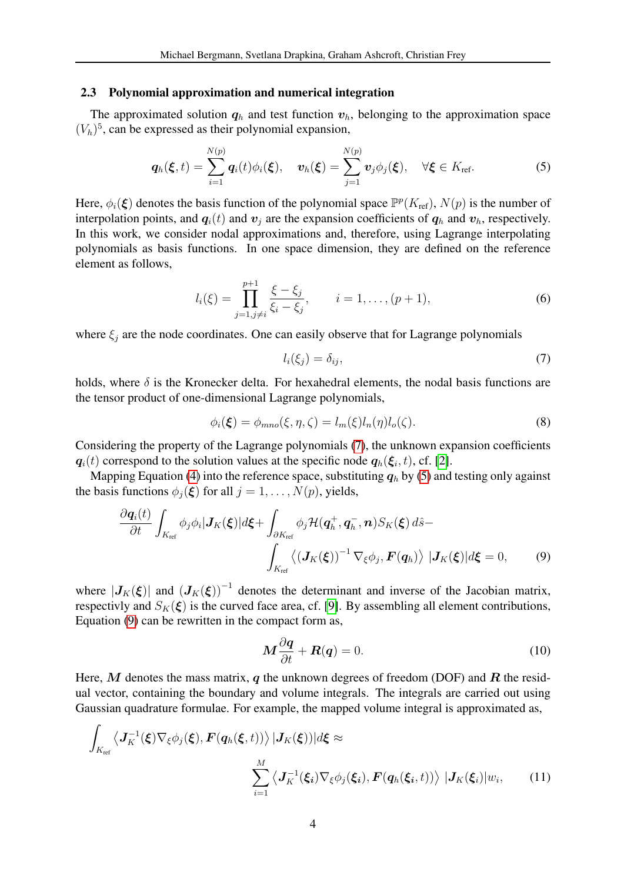### 2.3 Polynomial approximation and numerical integration

The approximated solution $\boldsymbol{q}_h$ and test function $\boldsymbol{v}_h$, belonging to the approximation space $(V_h)^5$, can be expressed as their polynomial expansion,

$$\boldsymbol{q}_h(\boldsymbol{\xi},t) = \sum_{i=1}^{N(p)} \boldsymbol{q}_i(t)\phi_i(\boldsymbol{\xi}), \quad \boldsymbol{v}_h(\boldsymbol{\xi}) = \sum_{j=1}^{N(p)} \boldsymbol{v}_j \phi_j(\boldsymbol{\xi}), \quad \forall \boldsymbol{\xi} \in K_{\text{ref}}. \tag{5}$$

Here, $\phi_i(\boldsymbol{\xi})$ denotes the basis function of the polynomial space $\mathbb{P}^p(K_{\text{ref}})$, $N(p)$ is the number of interpolation points, and $\boldsymbol{q}_i(t)$ and $\boldsymbol{v}_j$ are the expansion coefficients of $\boldsymbol{q}_h$ and $\boldsymbol{v}_h$, respectively. In this work, we consider nodal approximations and, therefore, using Lagrange interpolating polynomials as basis functions. In one space dimension, they are defined on the reference element as follows,

$$l_i(\xi) = \prod_{j=1, j\neq i}^{p+1} \frac{\xi - \xi_j}{\xi_i - \xi_j}, \qquad i = 1, \ldots, (p+1), \tag{6}$$

where $\xi_j$ are the node coordinates. One can easily observe that for Lagrange polynomials

$$l_i(\xi_j) = \delta_{ij}, \tag{7}$$

holds, where $\delta$ is the Kronecker delta. For hexahedral elements, the nodal basis functions are the tensor product of one-dimensional Lagrange polynomials,

$$\phi_i(\boldsymbol{\xi}) = \phi_{mno}(\xi, \eta, \zeta) = l_m(\xi) l_n(\eta) l_o(\zeta). \tag{8}$$

Considering the property of the Lagrange polynomials (7), the unknown expansion coefficients $\boldsymbol{q}_i(t)$ correspond to the solution values at the specific node $\boldsymbol{q}_h(\boldsymbol{\xi}_i, t)$, cf. [2].

Mapping Equation (4) into the reference space, substituting $\boldsymbol{q}_h$ by (5) and testing only against the basis functions $\phi_j(\boldsymbol{\xi})$ for all $j = 1, \ldots, N(p)$, yields,

$$\frac{\partial \boldsymbol{q}_i(t)}{\partial t} \int_{K_{\text{ref}}} \phi_j \phi_i |\boldsymbol{J}_K(\boldsymbol{\xi})| d\boldsymbol{\xi} + \int_{\partial K_{\text{ref}}} \phi_j \mathcal{H}(\boldsymbol{q}_h^+, \boldsymbol{q}_h^-, \boldsymbol{n}) S_K(\boldsymbol{\xi})\, d\hat{s} - \int_{K_{\text{ref}}} \left\langle (\boldsymbol{J}_K(\boldsymbol{\xi}))^{-1} \nabla_\xi \phi_j, \boldsymbol{F}(\boldsymbol{q}_h) \right\rangle |\boldsymbol{J}_K(\boldsymbol{\xi})| d\boldsymbol{\xi} = 0, \tag{9}$$

where $|\boldsymbol{J}_K(\boldsymbol{\xi})|$ and $(\boldsymbol{J}_K(\boldsymbol{\xi}))^{-1}$ denotes the determinant and inverse of the Jacobian matrix, respectivly and $S_K(\boldsymbol{\xi})$ is the curved face area, cf. [9]. By assembling all element contributions, Equation (9) can be rewritten in the compact form as,

$$\boldsymbol{M} \frac{\partial \boldsymbol{q}}{\partial t} + \boldsymbol{R}(\boldsymbol{q}) = 0. \tag{10}$$

Here, $\boldsymbol{M}$ denotes the mass matrix, $\boldsymbol{q}$ the unknown degrees of freedom (DOF) and $\boldsymbol{R}$ the residual vector, containing the boundary and volume integrals. The integrals are carried out using Gaussian quadrature formulae. For example, the mapped volume integral is approximated as,

$$\int_{K_{\text{ref}}} \left\langle \boldsymbol{J}_K^{-1}(\boldsymbol{\xi}) \nabla_\xi \phi_j(\boldsymbol{\xi}), \boldsymbol{F}(\boldsymbol{q}_h(\boldsymbol{\xi}, t)) \right\rangle |\boldsymbol{J}_K(\boldsymbol{\xi}))| d\boldsymbol{\xi} \approx \sum_{i=1}^{M} \left\langle \boldsymbol{J}_K^{-1}(\boldsymbol{\xi}_i) \nabla_\xi \phi_j(\boldsymbol{\xi}_i), \boldsymbol{F}(\boldsymbol{q}_h(\boldsymbol{\xi}_i, t)) \right\rangle |\boldsymbol{J}_K(\boldsymbol{\xi}_i)| w_i, \tag{11}$$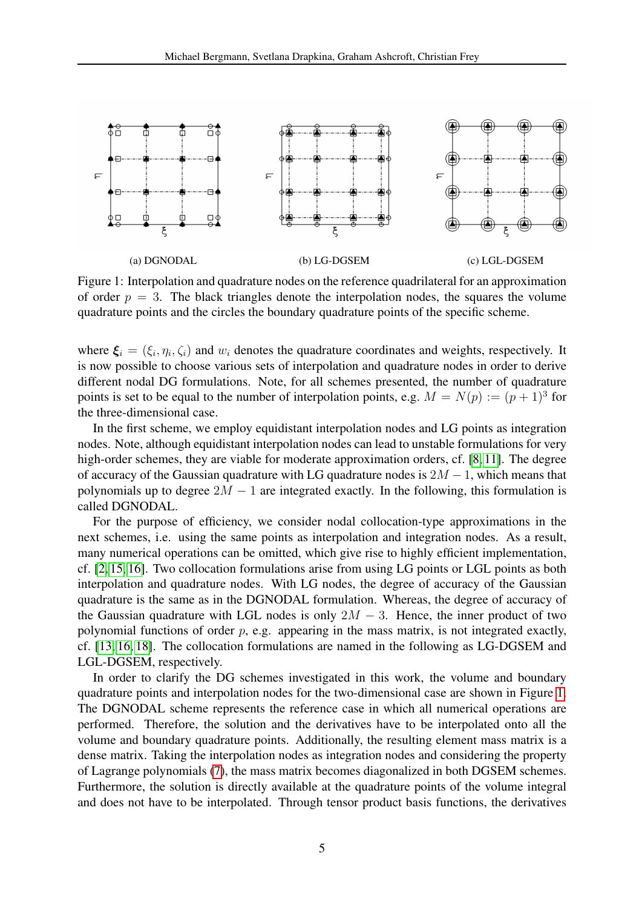(a) DGNODAL (b) LG-DGSEM (c) LGL-DGSEM

Figure 1: Interpolation and quadrature nodes on the reference quadrilateral for an approximation of order $p = 3$. The black triangles denote the interpolation nodes, the squares the volume quadrature points and the circles the boundary quadrature points of the specific scheme.

where $\boldsymbol{\xi}_i = (\xi_i, \eta_i, \zeta_i)$ and $w_i$ denotes the quadrature coordinates and weights, respectively. It is now possible to choose various sets of interpolation and quadrature nodes in order to derive different nodal DG formulations. Note, for all schemes presented, the number of quadrature points is set to be equal to the number of interpolation points, e.g. $M = N(p) := (p+1)^3$ for the three-dimensional case.

In the first scheme, we employ equidistant interpolation nodes and LG points as integration nodes. Note, although equidistant interpolation nodes can lead to unstable formulations for very high-order schemes, they are viable for moderate approximation orders, cf. [8, 11]. The degree of accuracy of the Gaussian quadrature with LG quadrature nodes is $2M - 1$, which means that polynomials up to degree $2M - 1$ are integrated exactly. In the following, this formulation is called DGNODAL.

For the purpose of efficiency, we consider nodal collocation-type approximations in the next schemes, i.e. using the same points as interpolation and integration nodes. As a result, many numerical operations can be omitted, which give rise to highly efficient implementation, cf. [2, 15, 16]. Two collocation formulations arise from using LG points or LGL points as both interpolation and quadrature nodes. With LG nodes, the degree of accuracy of the Gaussian quadrature is the same as in the DGNODAL formulation. Whereas, the degree of accuracy of the Gaussian quadrature with LGL nodes is only $2M - 3$. Hence, the inner product of two polynomial functions of order $p$, e.g. appearing in the mass matrix, is not integrated exactly, cf. [13, 16, 18]. The collocation formulations are named in the following as LG-DGSEM and LGL-DGSEM, respectively.

In order to clarify the DG schemes investigated in this work, the volume and boundary quadrature points and interpolation nodes for the two-dimensional case are shown in Figure 1. The DGNODAL scheme represents the reference case in which all numerical operations are performed. Therefore, the solution and the derivatives have to be interpolated onto all the volume and boundary quadrature points. Additionally, the resulting element mass matrix is a dense matrix. Taking the interpolation nodes as integration nodes and considering the property of Lagrange polynomials (7), the mass matrix becomes diagonalized in both DGSEM schemes. Furthermore, the solution is directly available at the quadrature points of the volume integral and does not have to be interpolated. Through tensor product basis functions, the derivatives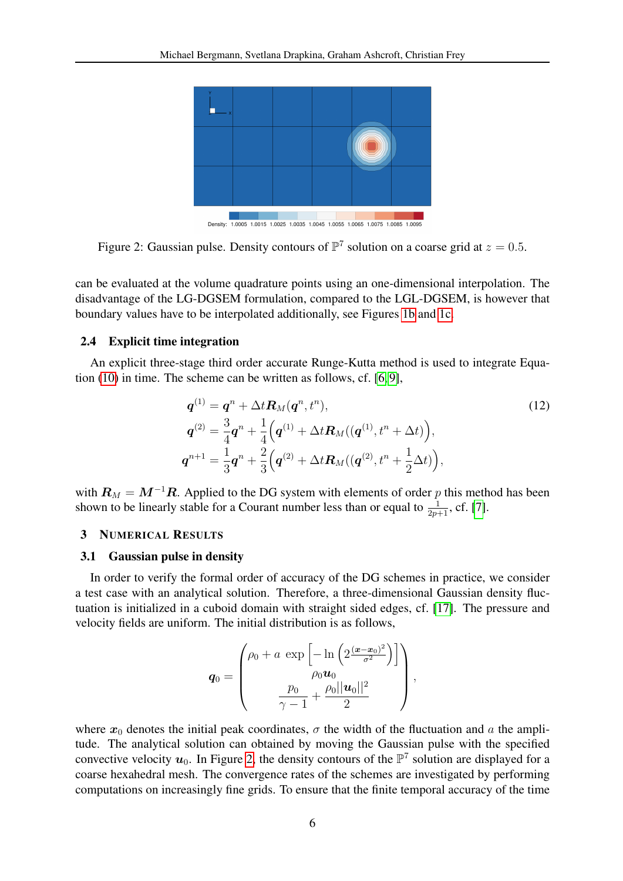Figure 2: Gaussian pulse. Density contours of $\mathbb{P}^7$ solution on a coarse grid at $z = 0.5$.

can be evaluated at the volume quadrature points using an one-dimensional interpolation. The disadvantage of the LG-DGSEM formulation, compared to the LGL-DGSEM, is however that boundary values have to be interpolated additionally, see Figures 1b and 1c.

### 2.4 Explicit time integration

An explicit three-stage third order accurate Runge-Kutta method is used to integrate Equation (10) in time. The scheme can be written as follows, cf. [6, 9],

$$
\begin{aligned}
\boldsymbol{q}^{(1)} &= \boldsymbol{q}^n + \Delta t \boldsymbol{R}_M(\boldsymbol{q}^n, t^n), \\
\boldsymbol{q}^{(2)} &= \frac{3}{4}\boldsymbol{q}^n + \frac{1}{4}\Big(\boldsymbol{q}^{(1)} + \Delta t \boldsymbol{R}_M((\boldsymbol{q}^{(1)}, t^n + \Delta t)\Big), \\
\boldsymbol{q}^{n+1} &= \frac{1}{3}\boldsymbol{q}^n + \frac{2}{3}\Big(\boldsymbol{q}^{(2)} + \Delta t \boldsymbol{R}_M((\boldsymbol{q}^{(2)}, t^n + \frac{1}{2}\Delta t)\Big),
\end{aligned}
\tag{12}
$$

with $\boldsymbol{R}_M = \boldsymbol{M}^{-1}\boldsymbol{R}$. Applied to the DG system with elements of order $p$ this method has been shown to be linearly stable for a Courant number less than or equal to $\frac{1}{2p+1}$, cf. [7].

## 3 Numerical Results

### 3.1 Gaussian pulse in density

In order to verify the formal order of accuracy of the DG schemes in practice, we consider a test case with an analytical solution. Therefore, a three-dimensional Gaussian density fluctuation is initialized in a cuboid domain with straight sided edges, cf. [17]. The pressure and velocity fields are uniform. The initial distribution is as follows,

$$
\boldsymbol{q}_0 = \begin{pmatrix} \rho_0 + a \ \exp\left[-\ln\left(2^{\frac{(\boldsymbol{x}-\boldsymbol{x}_0)^2}{\sigma^2}}\right)\right] \\ \rho_0 \boldsymbol{u}_0 \\ \dfrac{p_0}{\gamma - 1} + \dfrac{\rho_0 ||\boldsymbol{u}_0||^2}{2} \end{pmatrix},
$$

where $\boldsymbol{x}_0$ denotes the initial peak coordinates, $\sigma$ the width of the fluctuation and $a$ the amplitude. The analytical solution can obtained by moving the Gaussian pulse with the specified convective velocity $\boldsymbol{u}_0$. In Figure 2, the density contours of the $\mathbb{P}^7$ solution are displayed for a coarse hexahedral mesh. The convergence rates of the schemes are investigated by performing computations on increasingly fine grids. To ensure that the finite temporal accuracy of the time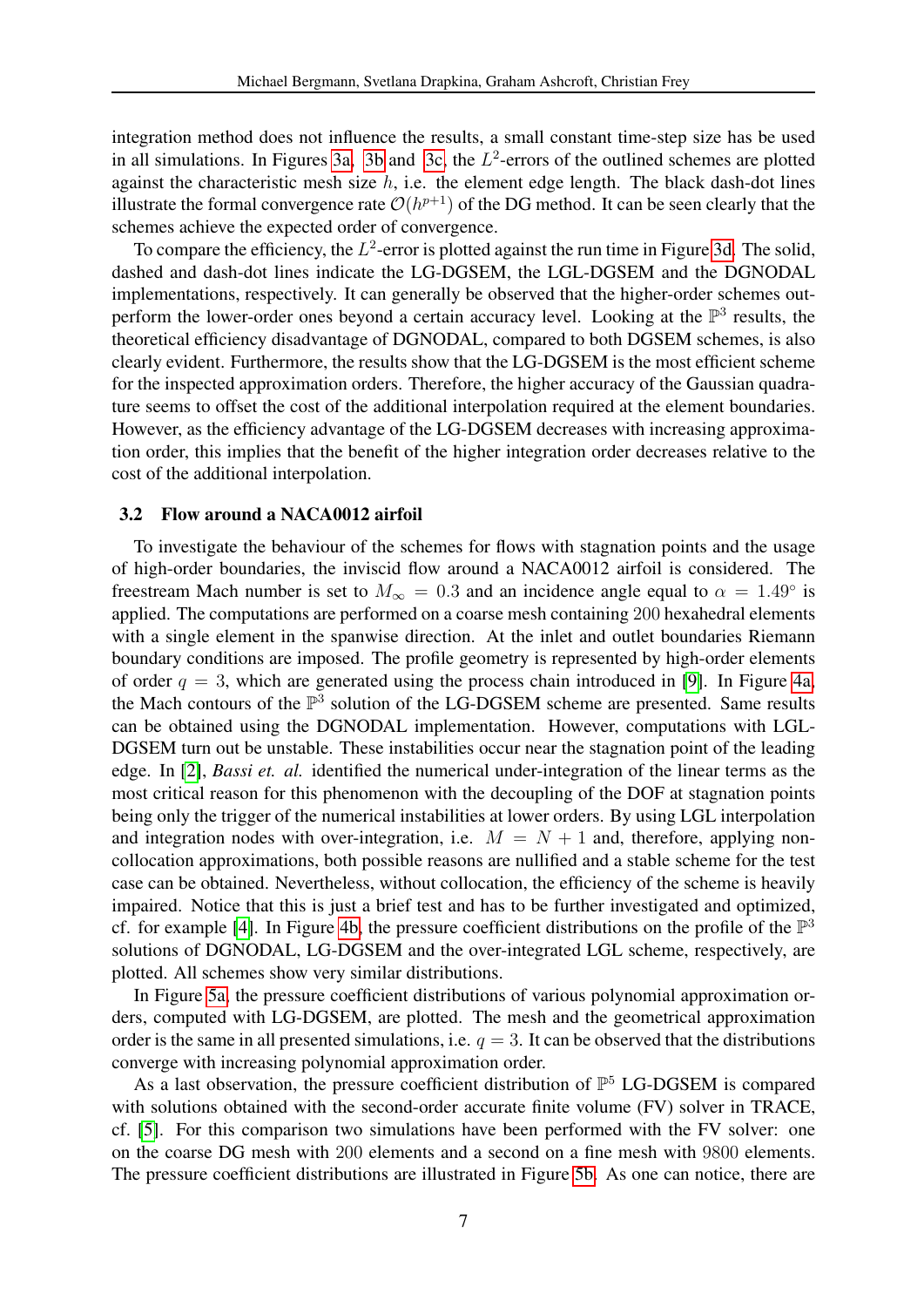integration method does not influence the results, a small constant time-step size has be used in all simulations. In Figures 3a, 3b and 3c, the $L^2$-errors of the outlined schemes are plotted against the characteristic mesh size $h$, i.e. the element edge length. The black dash-dot lines illustrate the formal convergence rate $\mathcal{O}(h^{p+1})$ of the DG method. It can be seen clearly that the schemes achieve the expected order of convergence.

To compare the efficiency, the $L^2$-error is plotted against the run time in Figure 3d. The solid, dashed and dash-dot lines indicate the LG-DGSEM, the LGL-DGSEM and the DGNODAL implementations, respectively. It can generally be observed that the higher-order schemes outperform the lower-order ones beyond a certain accuracy level. Looking at the $\mathbb{P}^3$ results, the theoretical efficiency disadvantage of DGNODAL, compared to both DGSEM schemes, is also clearly evident. Furthermore, the results show that the LG-DGSEM is the most efficient scheme for the inspected approximation orders. Therefore, the higher accuracy of the Gaussian quadrature seems to offset the cost of the additional interpolation required at the element boundaries. However, as the efficiency advantage of the LG-DGSEM decreases with increasing approximation order, this implies that the benefit of the higher integration order decreases relative to the cost of the additional interpolation.

### 3.2 Flow around a NACA0012 airfoil

To investigate the behaviour of the schemes for flows with stagnation points and the usage of high-order boundaries, the inviscid flow around a NACA0012 airfoil is considered. The freestream Mach number is set to $M_\infty = 0.3$ and an incidence angle equal to $\alpha = 1.49°$ is applied. The computations are performed on a coarse mesh containing $200$ hexahedral elements with a single element in the spanwise direction. At the inlet and outlet boundaries Riemann boundary conditions are imposed. The profile geometry is represented by high-order elements of order $q = 3$, which are generated using the process chain introduced in [9]. In Figure 4a, the Mach contours of the $\mathbb{P}^3$ solution of the LG-DGSEM scheme are presented. Same results can be obtained using the DGNODAL implementation. However, computations with LGL-DGSEM turn out be unstable. These instabilities occur near the stagnation point of the leading edge. In [2], *Bassi et. al.* identified the numerical under-integration of the linear terms as the most critical reason for this phenomenon with the decoupling of the DOF at stagnation points being only the trigger of the numerical instabilities at lower orders. By using LGL interpolation and integration nodes with over-integration, i.e. $M = N + 1$ and, therefore, applying non-collocation approximations, both possible reasons are nullified and a stable scheme for the test case can be obtained. Nevertheless, without collocation, the efficiency of the scheme is heavily impaired. Notice that this is just a brief test and has to be further investigated and optimized, cf. for example [4]. In Figure 4b, the pressure coefficient distributions on the profile of the $\mathbb{P}^3$ solutions of DGNODAL, LG-DGSEM and the over-integrated LGL scheme, respectively, are plotted. All schemes show very similar distributions.

In Figure 5a, the pressure coefficient distributions of various polynomial approximation orders, computed with LG-DGSEM, are plotted. The mesh and the geometrical approximation order is the same in all presented simulations, i.e. $q = 3$. It can be observed that the distributions converge with increasing polynomial approximation order.

As a last observation, the pressure coefficient distribution of $\mathbb{P}^5$ LG-DGSEM is compared with solutions obtained with the second-order accurate finite volume (FV) solver in TRACE, cf. [5]. For this comparison two simulations have been performed with the FV solver: one on the coarse DG mesh with $200$ elements and a second on a fine mesh with $9800$ elements. The pressure coefficient distributions are illustrated in Figure 5b. As one can notice, there are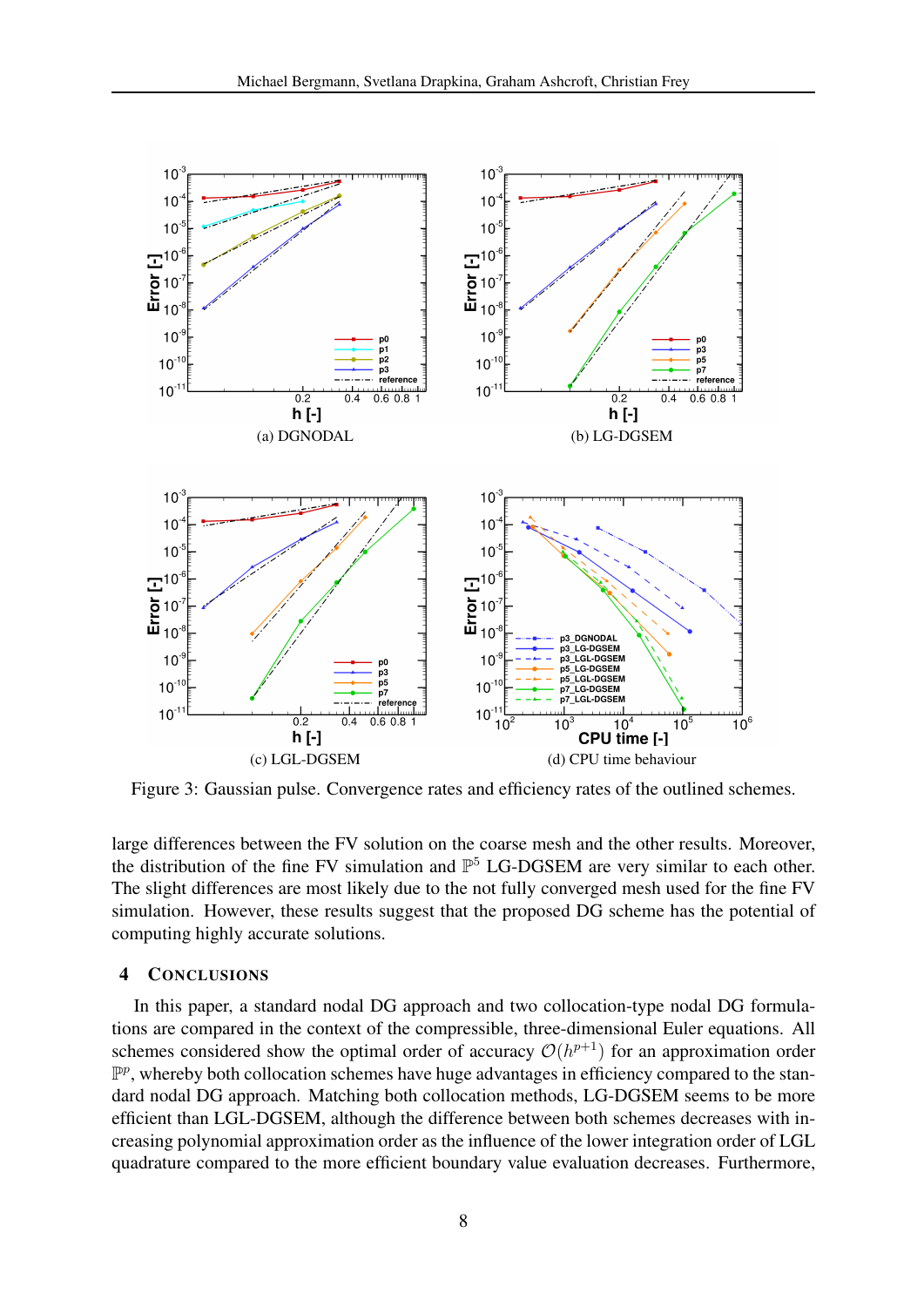(a) DGNODAL

(b) LG-DGSEM

(c) LGL-DGSEM

(d) CPU time behaviour

Figure 3: Gaussian pulse. Convergence rates and efficiency rates of the outlined schemes.

large differences between the FV solution on the coarse mesh and the other results. Moreover, the distribution of the fine FV simulation and $\mathbb{P}^5$ LG-DGSEM are very similar to each other. The slight differences are most likely due to the not fully converged mesh used for the fine FV simulation. However, these results suggest that the proposed DG scheme has the potential of computing highly accurate solutions.

## 4 Conclusions

In this paper, a standard nodal DG approach and two collocation-type nodal DG formulations are compared in the context of the compressible, three-dimensional Euler equations. All schemes considered show the optimal order of accuracy $\mathcal{O}(h^{p+1})$ for an approximation order $\mathbb{P}^p$, whereby both collocation schemes have huge advantages in efficiency compared to the standard nodal DG approach. Matching both collocation methods, LG-DGSEM seems to be more efficient than LGL-DGSEM, although the difference between both schemes decreases with increasing polynomial approximation order as the influence of the lower integration order of LGL quadrature compared to the more efficient boundary value evaluation decreases. Furthermore,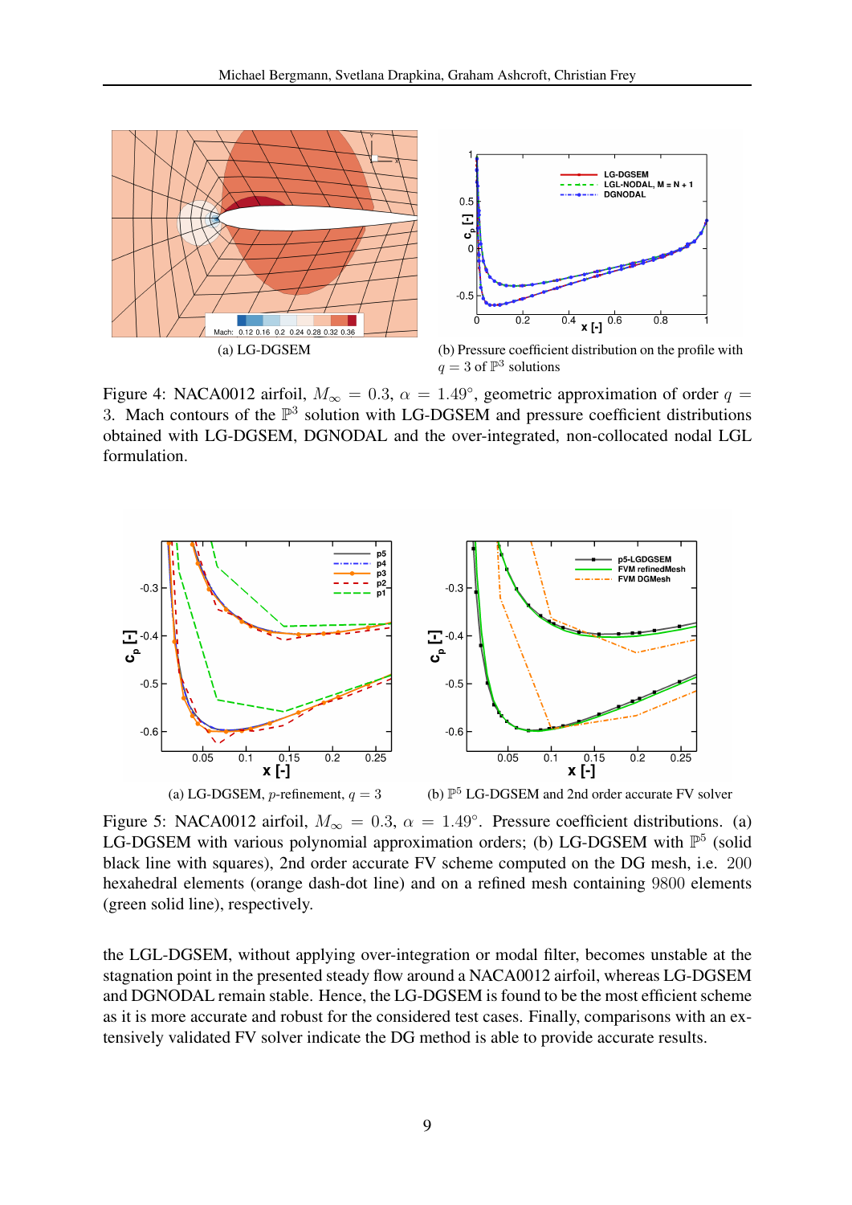(a) LG-DGSEM

(b) Pressure coefficient distribution on the profile with $q = 3$ of $\mathbb{P}^3$ solutions

Figure 4: NACA0012 airfoil, $M_\infty = 0.3$, $\alpha = 1.49°$, geometric approximation of order $q = 3$. Mach contours of the $\mathbb{P}^3$ solution with LG-DGSEM and pressure coefficient distributions obtained with LG-DGSEM, DGNODAL and the over-integrated, non-collocated nodal LGL formulation.

(a) LG-DGSEM, $p$-refinement, $q = 3$

(b) $\mathbb{P}^5$ LG-DGSEM and 2nd order accurate FV solver

Figure 5: NACA0012 airfoil, $M_\infty = 0.3$, $\alpha = 1.49°$. Pressure coefficient distributions. (a) LG-DGSEM with various polynomial approximation orders; (b) LG-DGSEM with $\mathbb{P}^5$ (solid black line with squares), 2nd order accurate FV scheme computed on the DG mesh, i.e. 200 hexahedral elements (orange dash-dot line) and on a refined mesh containing 9800 elements (green solid line), respectively.

the LGL-DGSEM, without applying over-integration or modal filter, becomes unstable at the stagnation point in the presented steady flow around a NACA0012 airfoil, whereas LG-DGSEM and DGNODAL remain stable. Hence, the LG-DGSEM is found to be the most efficient scheme as it is more accurate and robust for the considered test cases. Finally, comparisons with an extensively validated FV solver indicate the DG method is able to provide accurate results.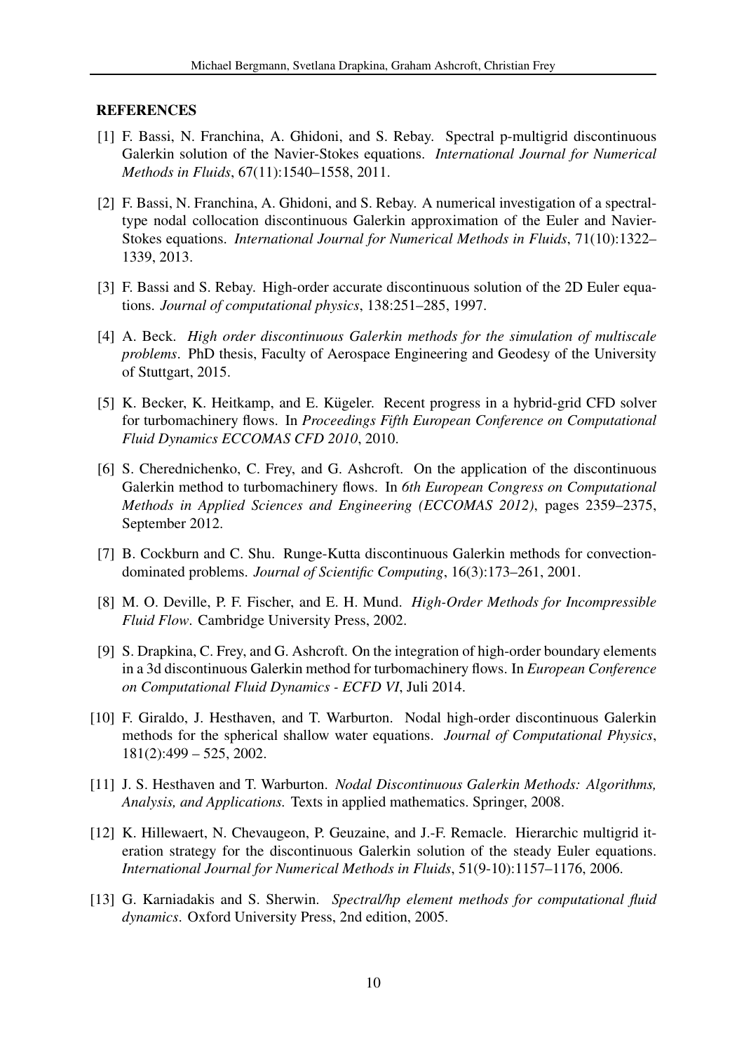## REFERENCES

[1] F. Bassi, N. Franchina, A. Ghidoni, and S. Rebay. Spectral p-multigrid discontinuous Galerkin solution of the Navier-Stokes equations. *International Journal for Numerical Methods in Fluids*, 67(11):1540–1558, 2011.

[2] F. Bassi, N. Franchina, A. Ghidoni, and S. Rebay. A numerical investigation of a spectral-type nodal collocation discontinuous Galerkin approximation of the Euler and Navier-Stokes equations. *International Journal for Numerical Methods in Fluids*, 71(10):1322–1339, 2013.

[3] F. Bassi and S. Rebay. High-order accurate discontinuous solution of the 2D Euler equations. *Journal of computational physics*, 138:251–285, 1997.

[4] A. Beck. *High order discontinuous Galerkin methods for the simulation of multiscale problems*. PhD thesis, Faculty of Aerospace Engineering and Geodesy of the University of Stuttgart, 2015.

[5] K. Becker, K. Heitkamp, and E. Kügeler. Recent progress in a hybrid-grid CFD solver for turbomachinery flows. In *Proceedings Fifth European Conference on Computational Fluid Dynamics ECCOMAS CFD 2010*, 2010.

[6] S. Cherednichenko, C. Frey, and G. Ashcroft. On the application of the discontinuous Galerkin method to turbomachinery flows. In *6th European Congress on Computational Methods in Applied Sciences and Engineering (ECCOMAS 2012)*, pages 2359–2375, September 2012.

[7] B. Cockburn and C. Shu. Runge-Kutta discontinuous Galerkin methods for convection-dominated problems. *Journal of Scientific Computing*, 16(3):173–261, 2001.

[8] M. O. Deville, P. F. Fischer, and E. H. Mund. *High-Order Methods for Incompressible Fluid Flow*. Cambridge University Press, 2002.

[9] S. Drapkina, C. Frey, and G. Ashcroft. On the integration of high-order boundary elements in a 3d discontinuous Galerkin method for turbomachinery flows. In *European Conference on Computational Fluid Dynamics - ECFD VI*, Juli 2014.

[10] F. Giraldo, J. Hesthaven, and T. Warburton. Nodal high-order discontinuous Galerkin methods for the spherical shallow water equations. *Journal of Computational Physics*, 181(2):499 – 525, 2002.

[11] J. S. Hesthaven and T. Warburton. *Nodal Discontinuous Galerkin Methods: Algorithms, Analysis, and Applications.* Texts in applied mathematics. Springer, 2008.

[12] K. Hillewaert, N. Chevaugeon, P. Geuzaine, and J.-F. Remacle. Hierarchic multigrid iteration strategy for the discontinuous Galerkin solution of the steady Euler equations. *International Journal for Numerical Methods in Fluids*, 51(9-10):1157–1176, 2006.

[13] G. Karniadakis and S. Sherwin. *Spectral/hp element methods for computational fluid dynamics*. Oxford University Press, 2nd edition, 2005.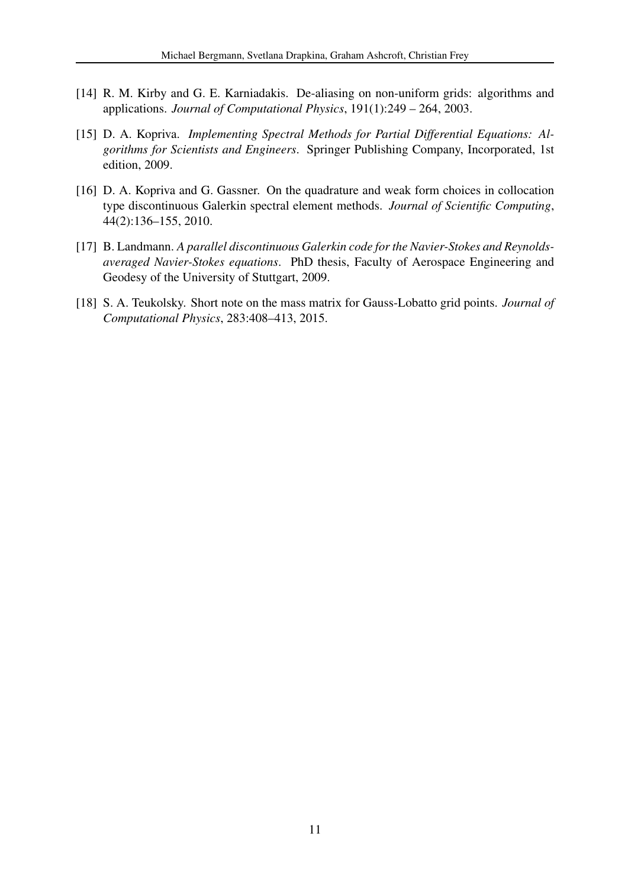[14] R. M. Kirby and G. E. Karniadakis. De-aliasing on non-uniform grids: algorithms and applications. *Journal of Computational Physics*, 191(1):249 – 264, 2003.

[15] D. A. Kopriva. *Implementing Spectral Methods for Partial Differential Equations: Algorithms for Scientists and Engineers*. Springer Publishing Company, Incorporated, 1st edition, 2009.

[16] D. A. Kopriva and G. Gassner. On the quadrature and weak form choices in collocation type discontinuous Galerkin spectral element methods. *Journal of Scientific Computing*, 44(2):136–155, 2010.

[17] B. Landmann. *A parallel discontinuous Galerkin code for the Navier-Stokes and Reynolds-averaged Navier-Stokes equations*. PhD thesis, Faculty of Aerospace Engineering and Geodesy of the University of Stuttgart, 2009.

[18] S. A. Teukolsky. Short note on the mass matrix for Gauss-Lobatto grid points. *Journal of Computational Physics*, 283:408–413, 2015.